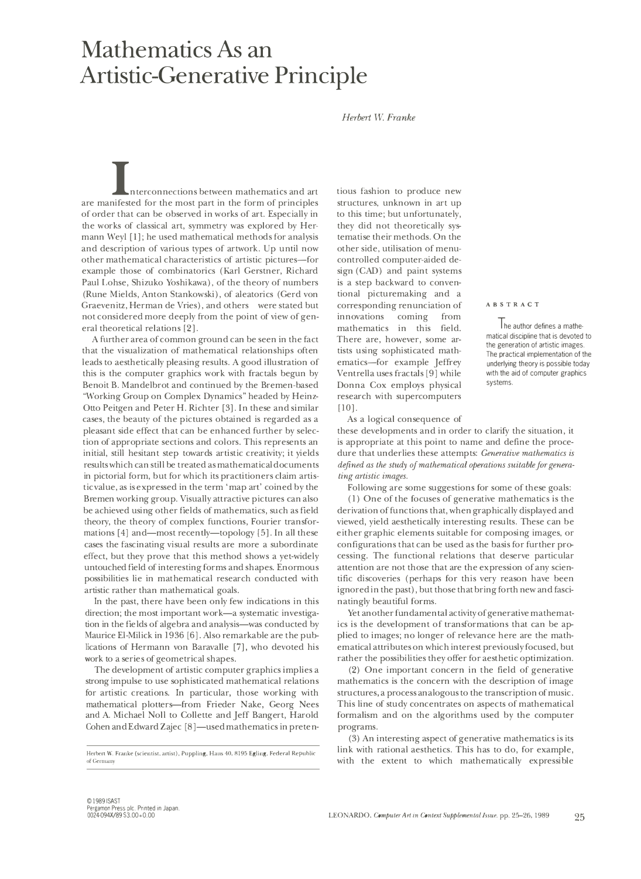# Mathematics As an Artistic-Generative Principle

*Herbert W. Franke*

**ABSTRACT**

The author defines a mathematical discipline that is devoted to the generation of artistic images. The practical implementation of the underlying theory is possible today with the aid of computer graphics systems.

Interconnections between mathematics and art are manifested for the most part in the form of principles of order that can be observed in works of art. Especially in the works of classical art, symmetry was explored by Hermann Weyl [1]; he used mathematical methods for analysis and description of various types of artwork. Up until now other mathematical characteristics of artistic pictures—for example those of combinatorics (Karl Gerstner, Richard Paul Lohse, Shizuko Yoshikawa), of the theory of numbers (Rune Mields, Anton Stankowski), of aleatorics (Gerd von Graevenitz, Herman de Vries), and others were stated but not considered more deeply from the point of view of general theoretical relations [2].

A further area of common ground can be seen in the fact that the visualization of mathematical relationships often leads to aesthetically pleasing results. A good illustration of this is the computer graphics work with fractals begun by Benoit B. Mandelbrot and continued by the Bremen-based "Working Group on Complex Dynamics" headed by Heinz-Otto Peitgen and Peter H. Richter [3]. In these and similar cases, the beauty of the pictures obtained is regarded as a pleasant side effect that can be enhanced further by selection of appropriate sections and colors. This represents an initial, still hesitant step towards artistic creativity; it yields results which can still be treated as mathematical documents in pictorial form, but for which its practitioners claim artistic value, as is expressed in the term 'map art' coined by the Bremen working group. Visually attractive pictures can also be achieved using other fields of mathematics, such as field theory, the theory of complex functions, Fourier transformations [4] and—most recently—topology [5]. In all these cases the fascinating visual results are more a subordinate effect, but they prove that this method shows a yet-widely untouched field of interesting forms and shapes. Enormous possibilities lie in mathematical research conducted with artistic rather than mathematical goals.

In the past, there have been only few indications in this direction; the most important work—a systematic investigation in the fields of algebra and analysis—was conducted by Maurice El-Milick in 1936 [6]. Also remarkable are the publications of Hermann von Baravalle [7], who devoted his work to a series of geometrical shapes.

The development of artistic computer graphics implies a strong impulse to use sophisticated mathematical relations for artistic creations. In particular, those working with mathematical plotters—from Frieder Nake, Georg Nees and A. Michael Noll to Collette and Jeff Bangert, Harold Cohen and Edward Zajec [8]—used mathematics in pretentious fashion to produce new structures, unknown in art up to this time; but unfortunately, they did not theoretically systematise their methods. On the other side, utilisation of menu-controlled computer-aided design (CAD) and paint systems is a step backward to conventional picturemaking and a corresponding renunciation of innovations coming from mathematics in this field. There are, however, some artists using sophisticated mathematics—for example Jeffrey Ventrella uses fractals [9] while Donna Cox employs physical research with supercomputers [10].

As a logical consequence of these developments and in order to clarify the situation, it is appropriate at this point to name and define the procedure that underlies these attempts: *Generative mathematics is defined as the study of mathematical operations suitable for generating artistic images.*

Following are some suggestions for some of these goals:

(1) One of the focuses of generative mathematics is the derivation of functions that, when graphically displayed and viewed, yield aesthetically interesting results. These can be either graphic elements suitable for composing images, or configurations that can be used as the basis for further processing. The functional relations that deserve particular attention are not those that are the expression of any scientific discoveries (perhaps for this very reason have been ignored in the past), but those that bring forth new and fascinatingly beautiful forms.

Yet another fundamental activity of generative mathematics is the development of transformations that can be applied to images; no longer of relevance here are the mathematical attributes on which interest previously focused, but rather the possibilities they offer for aesthetic optimization.

(2) One important concern in the field of generative mathematics is the concern with the description of image structures, a process analogous to the transcription of music. This line of study concentrates on aspects of mathematical formalism and on the algorithms used by the computer programs.

(3) An interesting aspect of generative mathematics is its link with rational aesthetics. This has to do, for example, with the extent to which mathematically expressible

Herbert W. Franke (scientist, artist), Puppling, Haus 40, 8195 Egling, Federal Republic of Germany

© 1989 ISAST
Pergamon Press plc. Printed in Japan.
0024-094X/89 $3.00+0.00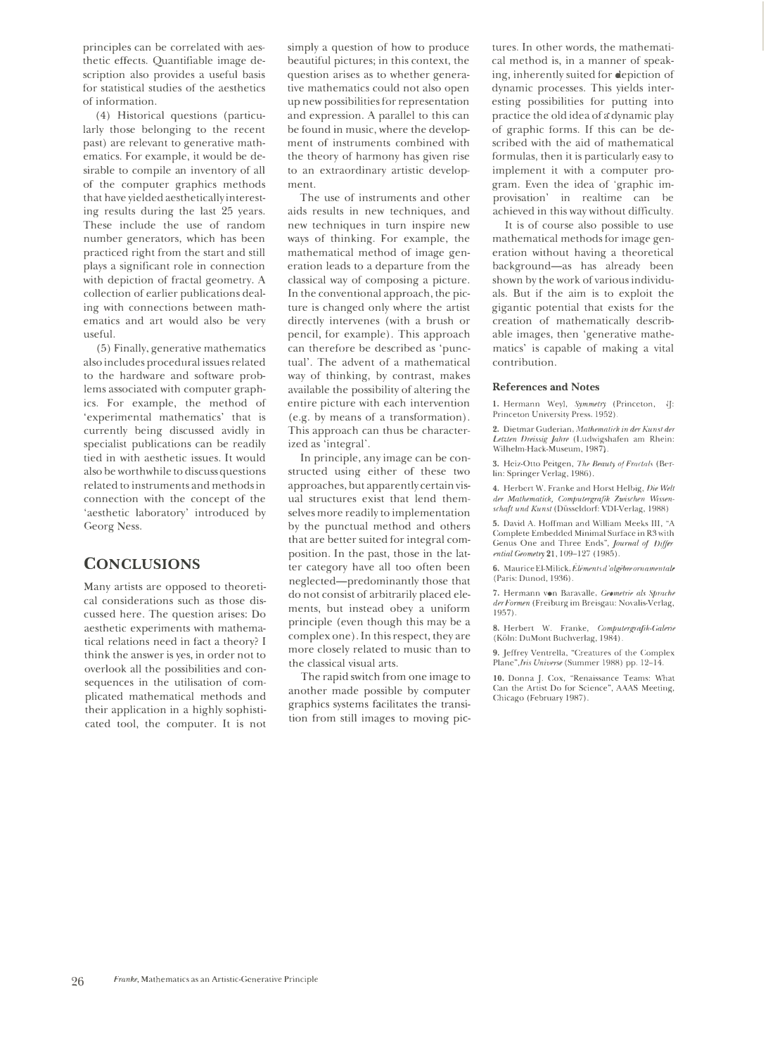principles can be correlated with aesthetic effects. Quantifiable image description also provides a useful basis for statistical studies of the aesthetics of information.

(4) Historical questions (particularly those belonging to the recent past) are relevant to generative mathematics. For example, it would be desirable to compile an inventory of all of the computer graphics methods that have yielded aesthetically interesting results during the last 25 years. These include the use of random number generators, which has been practiced right from the start and still plays a significant role in connection with depiction of fractal geometry. A collection of earlier publications dealing with connections between mathematics and art would also be very useful.

(5) Finally, generative mathematics also includes procedural issues related to the hardware and software problems associated with computer graphics. For example, the method of 'experimental mathematics' that is currently being discussed avidly in specialist publications can be readily tied in with aesthetic issues. It would also be worthwhile to discuss questions related to instruments and methods in connection with the concept of the 'aesthetic laboratory' introduced by Georg Ness.

## CONCLUSIONS

Many artists are opposed to theoretical considerations such as those discussed here. The question arises: Do aesthetic experiments with mathematical relations need in fact a theory? I think the answer is yes, in order not to overlook all the possibilities and consequences in the utilisation of complicated mathematical methods and their application in a highly sophisticated tool, the computer. It is not simply a question of how to produce beautiful pictures; in this context, the question arises as to whether generative mathematics could not also open up new possibilities for representation and expression. A parallel to this can be found in music, where the development of instruments combined with the theory of harmony has given rise to an extraordinary artistic development.

The use of instruments and other aids results in new techniques, and new techniques in turn inspire new ways of thinking. For example, the mathematical method of image generation leads to a departure from the classical way of composing a picture. In the conventional approach, the picture is changed only where the artist directly intervenes (with a brush or pencil, for example). This approach can therefore be described as 'punctual'. The advent of a mathematical way of thinking, by contrast, makes available the possibility of altering the entire picture with each intervention (e.g. by means of a transformation). This approach can thus be characterized as 'integral'.

In principle, any image can be constructed using either of these two approaches, but apparently certain visual structures exist that lend themselves more readily to implementation by the punctual method and others that are better suited for integral composition. In the past, those in the latter category have all too often been neglected—predominantly those that do not consist of arbitrarily placed elements, but instead obey a uniform principle (even though this may be a complex one). In this respect, they are more closely related to music than to the classical visual arts.

The rapid switch from one image to another made possible by computer graphics systems facilitates the transition from still images to moving pictures. In other words, the mathematical method is, in a manner of speaking, inherently suited for depiction of dynamic processes. This yields interesting possibilities for putting into practice the old idea of a dynamic play of graphic forms. If this can be described with the aid of mathematical formulas, then it is particularly easy to implement it with a computer program. Even the idea of 'graphic improvisation' in realtime can be achieved in this way without difficulty.

It is of course also possible to use mathematical methods for image generation without having a theoretical background—as has already been shown by the work of various individuals. But if the aim is to exploit the gigantic potential that exists for the creation of mathematically describable images, then 'generative mathematics' is capable of making a vital contribution.

### References and Notes

1. Hermann Weyl, *Symmetry* (Princeton, NJ: Princeton University Press, 1952).

2. Dietmar Guderian, *Mathematick in der Kunst der Letzten Dreissig Jahre* (Ludwigshafen am Rhein: Wilhelm-Hack-Museum, 1987).

3. Heiz-Otto Peitgen, *The Beauty of Fractals* (Berlin: Springer Verlag, 1986).

4. Herbert W. Franke and Horst Helbig, *Die Welt der Mathematick, Computergrafik Zwischen Wissenschaft und Kunst* (Düsseldorf: VDI-Verlag, 1988)

5. David A. Hoffman and William Meeks III, "A Complete Embedded Minimal Surface in R3 with Genus One and Three Ends", *Journal of Differential Geometry* **21**, 109–127 (1985).

6. Maurice El-Milick, *Éléments d'algèbre ornamentale* (Paris: Dunod, 1936).

7. Hermann von Baravalle, *Geometrie als Sprache der Formen* (Freiburg im Breisgau: Novalis-Verlag, 1957).

8. Herbert W. Franke, *Computergrafik-Galerie* (Köln: DuMont Buchverlag, 1984).

9. Jeffrey Ventrella, "Creatures of the Complex Plane", *Iris Universe* (Summer 1988) pp. 12–14.

10. Donna J. Cox, "Renaissance Teams: What Can the Artist Do for Science", AAAS Meeting, Chicago (February 1987).